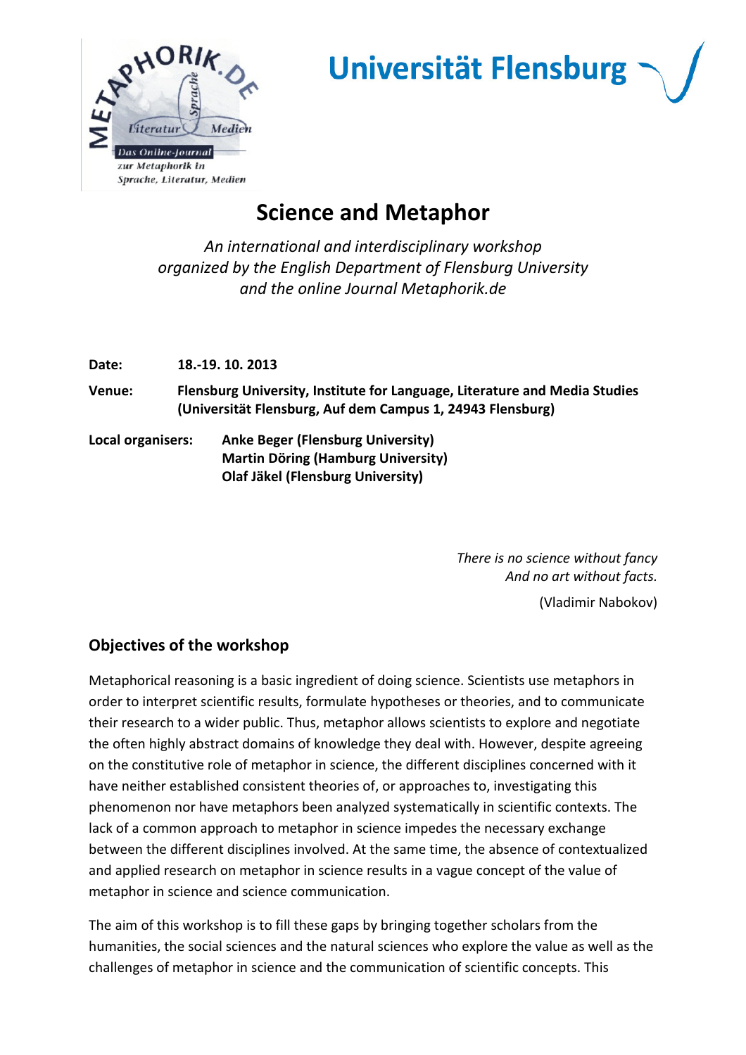# Science and Metaphor

*An international and interdisciplinary workshop*
*organized by the English Department of Flensburg University*
*and the online Journal Metaphorik.de*

**Date:** **18.-19. 10. 2013**

**Venue:** **Flensburg University, Institute for Language, Literature and Media Studies (Universität Flensburg, Auf dem Campus 1, 24943 Flensburg)**

**Local organisers:** **Anke Beger (Flensburg University)**
**Martin Döring (Hamburg University)**
**Olaf Jäkel (Flensburg University)**

*There is no science without fancy*
*And no art without facts.*
(Vladimir Nabokov)

## Objectives of the workshop

Metaphorical reasoning is a basic ingredient of doing science. Scientists use metaphors in order to interpret scientific results, formulate hypotheses or theories, and to communicate their research to a wider public. Thus, metaphor allows scientists to explore and negotiate the often highly abstract domains of knowledge they deal with. However, despite agreeing on the constitutive role of metaphor in science, the different disciplines concerned with it have neither established consistent theories of, or approaches to, investigating this phenomenon nor have metaphors been analyzed systematically in scientific contexts. The lack of a common approach to metaphor in science impedes the necessary exchange between the different disciplines involved. At the same time, the absence of contextualized and applied research on metaphor in science results in a vague concept of the value of metaphor in science and science communication.

The aim of this workshop is to fill these gaps by bringing together scholars from the humanities, the social sciences and the natural sciences who explore the value as well as the challenges of metaphor in science and the communication of scientific concepts. This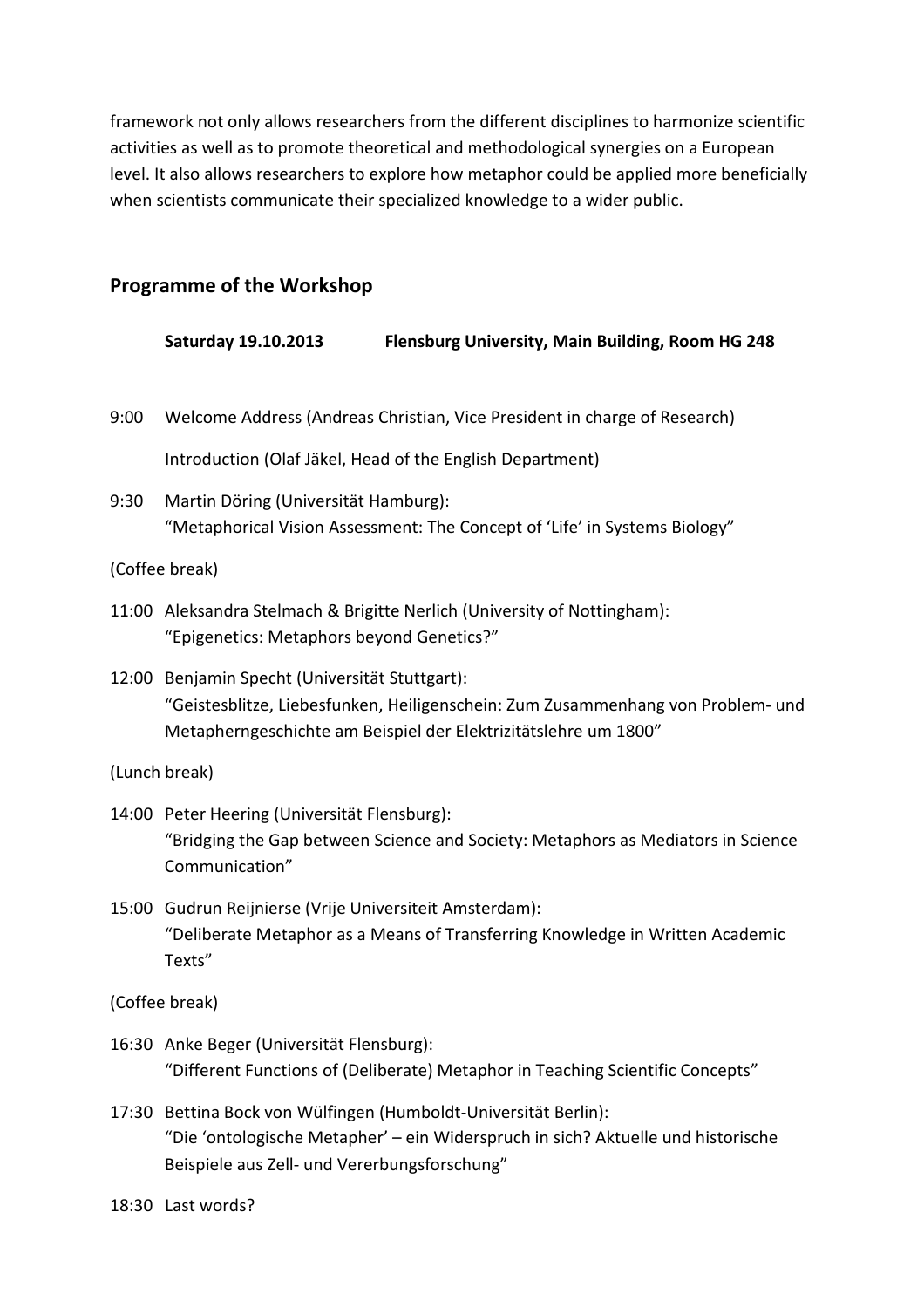framework not only allows researchers from the different disciplines to harmonize scientific activities as well as to promote theoretical and methodological synergies on a European level. It also allows researchers to explore how metaphor could be applied more beneficially when scientists communicate their specialized knowledge to a wider public.

## Programme of the Workshop

**Saturday 19.10.2013** **Flensburg University, Main Building, Room HG 248**

9:00 Welcome Address (Andreas Christian, Vice President in charge of Research)

Introduction (Olaf Jäkel, Head of the English Department)

9:30 Martin Döring (Universität Hamburg):
"Metaphorical Vision Assessment: The Concept of 'Life' in Systems Biology"

(Coffee break)

11:00 Aleksandra Stelmach & Brigitte Nerlich (University of Nottingham):
"Epigenetics: Metaphors beyond Genetics?"

12:00 Benjamin Specht (Universität Stuttgart):
"Geistesblitze, Liebesfunken, Heiligenschein: Zum Zusammenhang von Problem- und Metapherngeschichte am Beispiel der Elektrizitätslehre um 1800"

(Lunch break)

14:00 Peter Heering (Universität Flensburg):
"Bridging the Gap between Science and Society: Metaphors as Mediators in Science Communication"

15:00 Gudrun Reijnierse (Vrije Universiteit Amsterdam):
"Deliberate Metaphor as a Means of Transferring Knowledge in Written Academic Texts"

(Coffee break)

16:30 Anke Beger (Universität Flensburg):
"Different Functions of (Deliberate) Metaphor in Teaching Scientific Concepts"

17:30 Bettina Bock von Wülfingen (Humboldt-Universität Berlin):
"Die 'ontologische Metapher' – ein Widerspruch in sich? Aktuelle und historische Beispiele aus Zell- und Vererbungsforschung"

18:30 Last words?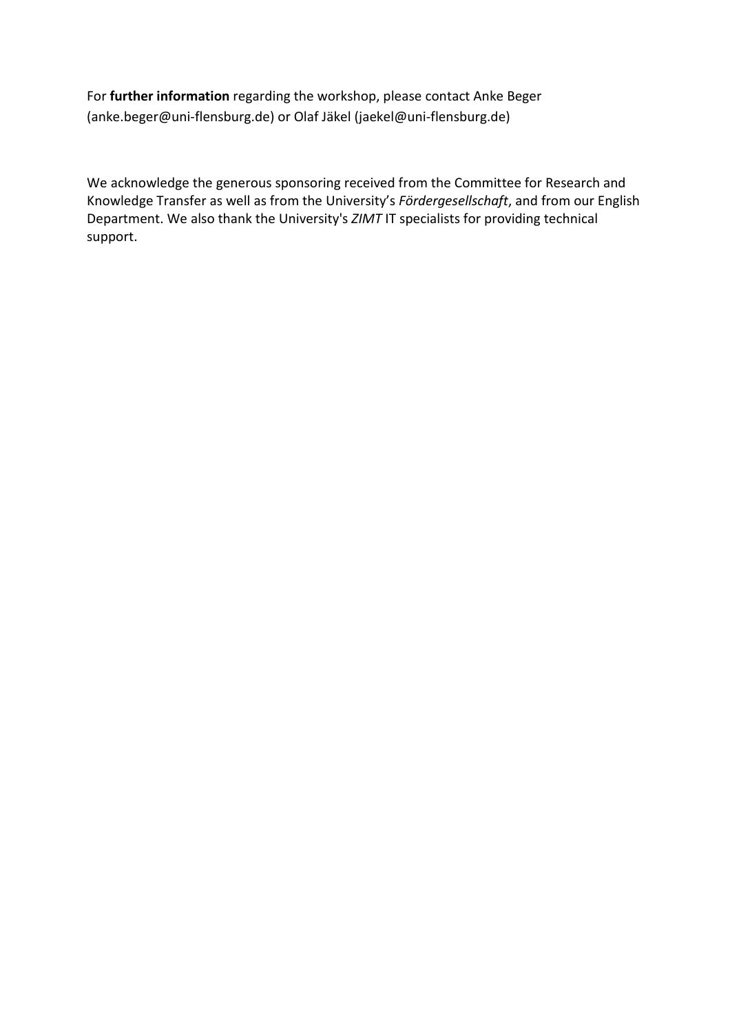For **further information** regarding the workshop, please contact Anke Beger (anke.beger@uni-flensburg.de) or Olaf Jäkel (jaekel@uni-flensburg.de)

We acknowledge the generous sponsoring received from the Committee for Research and Knowledge Transfer as well as from the University's *Fördergesellschaft*, and from our English Department. We also thank the University's *ZIMT* IT specialists for providing technical support.